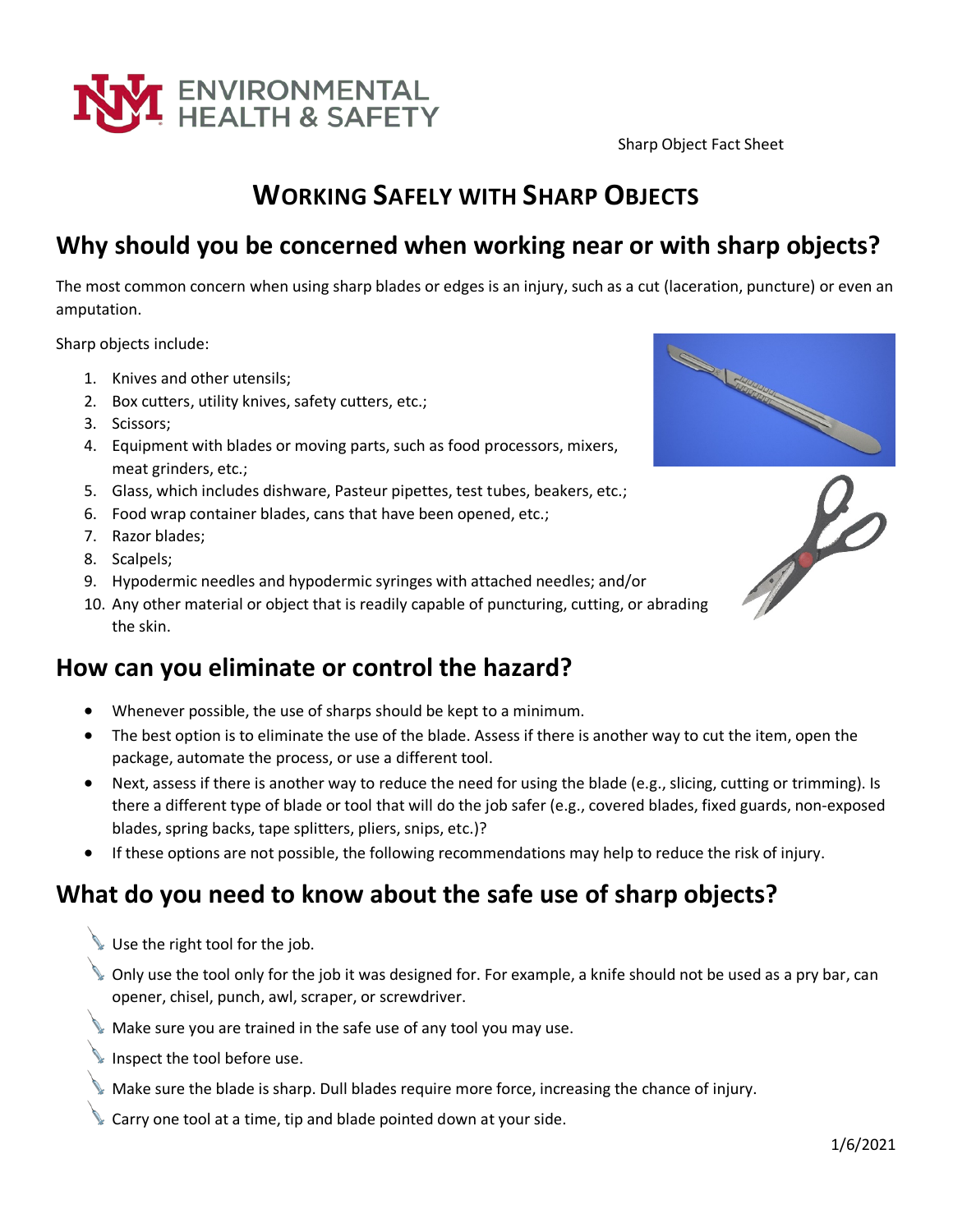ENVIRONMENTAL HEALTH & SAFETY

Sharp Object Fact Sheet

# WORKING SAFELY WITH SHARP OBJECTS

## Why should you be concerned when working near or with sharp objects?

The most common concern when using sharp blades or edges is an injury, such as a cut (laceration, puncture) or even an amputation.

Sharp objects include:

1. Knives and other utensils;
2. Box cutters, utility knives, safety cutters, etc.;
3. Scissors;
4. Equipment with blades or moving parts, such as food processors, mixers, meat grinders, etc.;
5. Glass, which includes dishware, Pasteur pipettes, test tubes, beakers, etc.;
6. Food wrap container blades, cans that have been opened, etc.;
7. Razor blades;
8. Scalpels;
9. Hypodermic needles and hypodermic syringes with attached needles; and/or
10. Any other material or object that is readily capable of puncturing, cutting, or abrading the skin.

## How can you eliminate or control the hazard?

- Whenever possible, the use of sharps should be kept to a minimum.
- The best option is to eliminate the use of the blade. Assess if there is another way to cut the item, open the package, automate the process, or use a different tool.
- Next, assess if there is another way to reduce the need for using the blade (e.g., slicing, cutting or trimming). Is there a different type of blade or tool that will do the job safer (e.g., covered blades, fixed guards, non-exposed blades, spring backs, tape splitters, pliers, snips, etc.)?
- If these options are not possible, the following recommendations may help to reduce the risk of injury.

## What do you need to know about the safe use of sharp objects?

- Use the right tool for the job.
- Only use the tool only for the job it was designed for. For example, a knife should not be used as a pry bar, can opener, chisel, punch, awl, scraper, or screwdriver.
- Make sure you are trained in the safe use of any tool you may use.
- Inspect the tool before use.
- Make sure the blade is sharp. Dull blades require more force, increasing the chance of injury.
- Carry one tool at a time, tip and blade pointed down at your side.

1/6/2021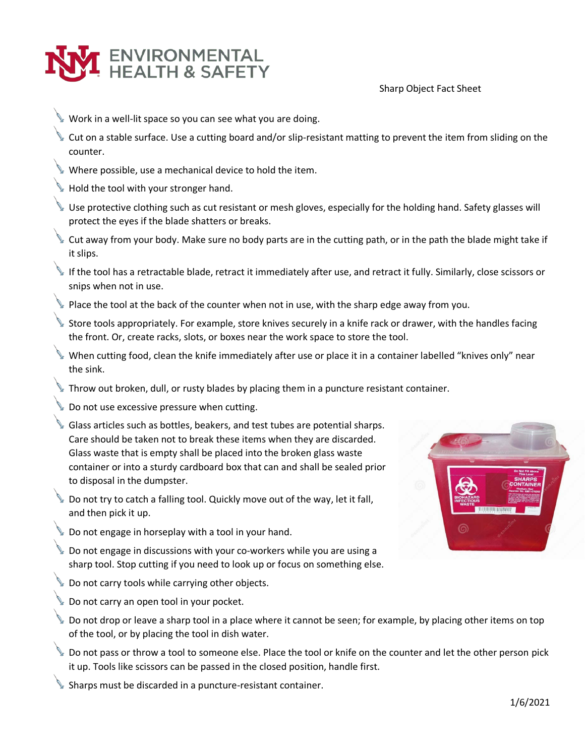# ENVIRONMENTAL HEALTH & SAFETY

Sharp Object Fact Sheet

- Work in a well-lit space so you can see what you are doing.
- Cut on a stable surface. Use a cutting board and/or slip-resistant matting to prevent the item from sliding on the counter.
- Where possible, use a mechanical device to hold the item.
- Hold the tool with your stronger hand.
- Use protective clothing such as cut resistant or mesh gloves, especially for the holding hand. Safety glasses will protect the eyes if the blade shatters or breaks.
- Cut away from your body. Make sure no body parts are in the cutting path, or in the path the blade might take if it slips.
- If the tool has a retractable blade, retract it immediately after use, and retract it fully. Similarly, close scissors or snips when not in use.
- Place the tool at the back of the counter when not in use, with the sharp edge away from you.
- Store tools appropriately. For example, store knives securely in a knife rack or drawer, with the handles facing the front. Or, create racks, slots, or boxes near the work space to store the tool.
- When cutting food, clean the knife immediately after use or place it in a container labelled "knives only" near the sink.
- Throw out broken, dull, or rusty blades by placing them in a puncture resistant container.
- Do not use excessive pressure when cutting.
- Glass articles such as bottles, beakers, and test tubes are potential sharps. Care should be taken not to break these items when they are discarded. Glass waste that is empty shall be placed into the broken glass waste container or into a sturdy cardboard box that can and shall be sealed prior to disposal in the dumpster.
- Do not try to catch a falling tool. Quickly move out of the way, let it fall, and then pick it up.
- Do not engage in horseplay with a tool in your hand.
- Do not engage in discussions with your co-workers while you are using a sharp tool. Stop cutting if you need to look up or focus on something else.
- Do not carry tools while carrying other objects.
- Do not carry an open tool in your pocket.
- Do not drop or leave a sharp tool in a place where it cannot be seen; for example, by placing other items on top of the tool, or by placing the tool in dish water.
- Do not pass or throw a tool to someone else. Place the tool or knife on the counter and let the other person pick it up. Tools like scissors can be passed in the closed position, handle first.
- Sharps must be discarded in a puncture-resistant container.

1/6/2021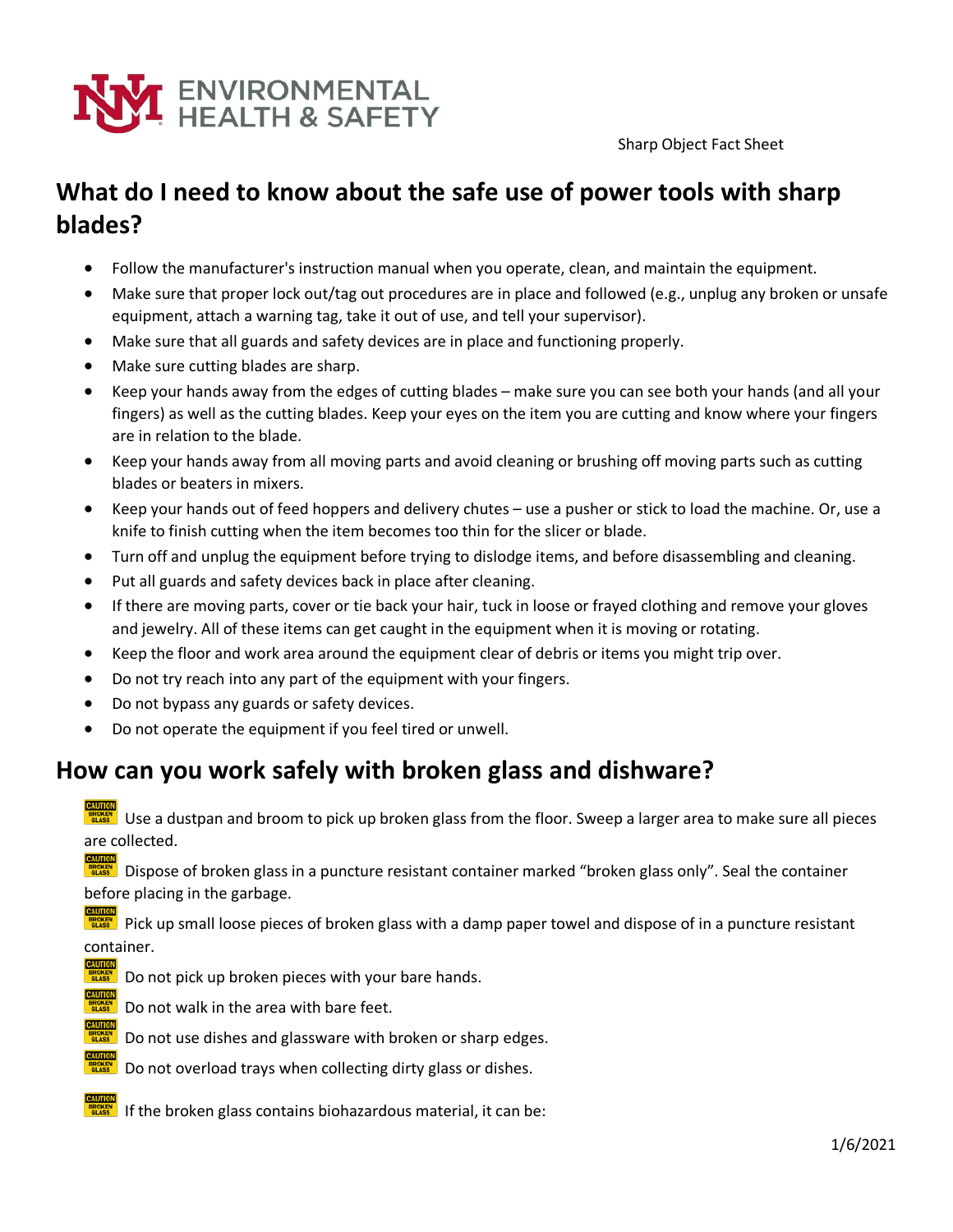# What do I need to know about the safe use of power tools with sharp blades?

- Follow the manufacturer's instruction manual when you operate, clean, and maintain the equipment.
- Make sure that proper lock out/tag out procedures are in place and followed (e.g., unplug any broken or unsafe equipment, attach a warning tag, take it out of use, and tell your supervisor).
- Make sure that all guards and safety devices are in place and functioning properly.
- Make sure cutting blades are sharp.
- Keep your hands away from the edges of cutting blades – make sure you can see both your hands (and all your fingers) as well as the cutting blades. Keep your eyes on the item you are cutting and know where your fingers are in relation to the blade.
- Keep your hands away from all moving parts and avoid cleaning or brushing off moving parts such as cutting blades or beaters in mixers.
- Keep your hands out of feed hoppers and delivery chutes – use a pusher or stick to load the machine. Or, use a knife to finish cutting when the item becomes too thin for the slicer or blade.
- Turn off and unplug the equipment before trying to dislodge items, and before disassembling and cleaning.
- Put all guards and safety devices back in place after cleaning.
- If there are moving parts, cover or tie back your hair, tuck in loose or frayed clothing and remove your gloves and jewelry. All of these items can get caught in the equipment when it is moving or rotating.
- Keep the floor and work area around the equipment clear of debris or items you might trip over.
- Do not try reach into any part of the equipment with your fingers.
- Do not bypass any guards or safety devices.
- Do not operate the equipment if you feel tired or unwell.

# How can you work safely with broken glass and dishware?

- Use a dustpan and broom to pick up broken glass from the floor. Sweep a larger area to make sure all pieces are collected.
- Dispose of broken glass in a puncture resistant container marked "broken glass only". Seal the container before placing in the garbage.
- Pick up small loose pieces of broken glass with a damp paper towel and dispose of in a puncture resistant container.
- Do not pick up broken pieces with your bare hands.
- Do not walk in the area with bare feet.
- Do not use dishes and glassware with broken or sharp edges.
- Do not overload trays when collecting dirty glass or dishes.

- If the broken glass contains biohazardous material, it can be: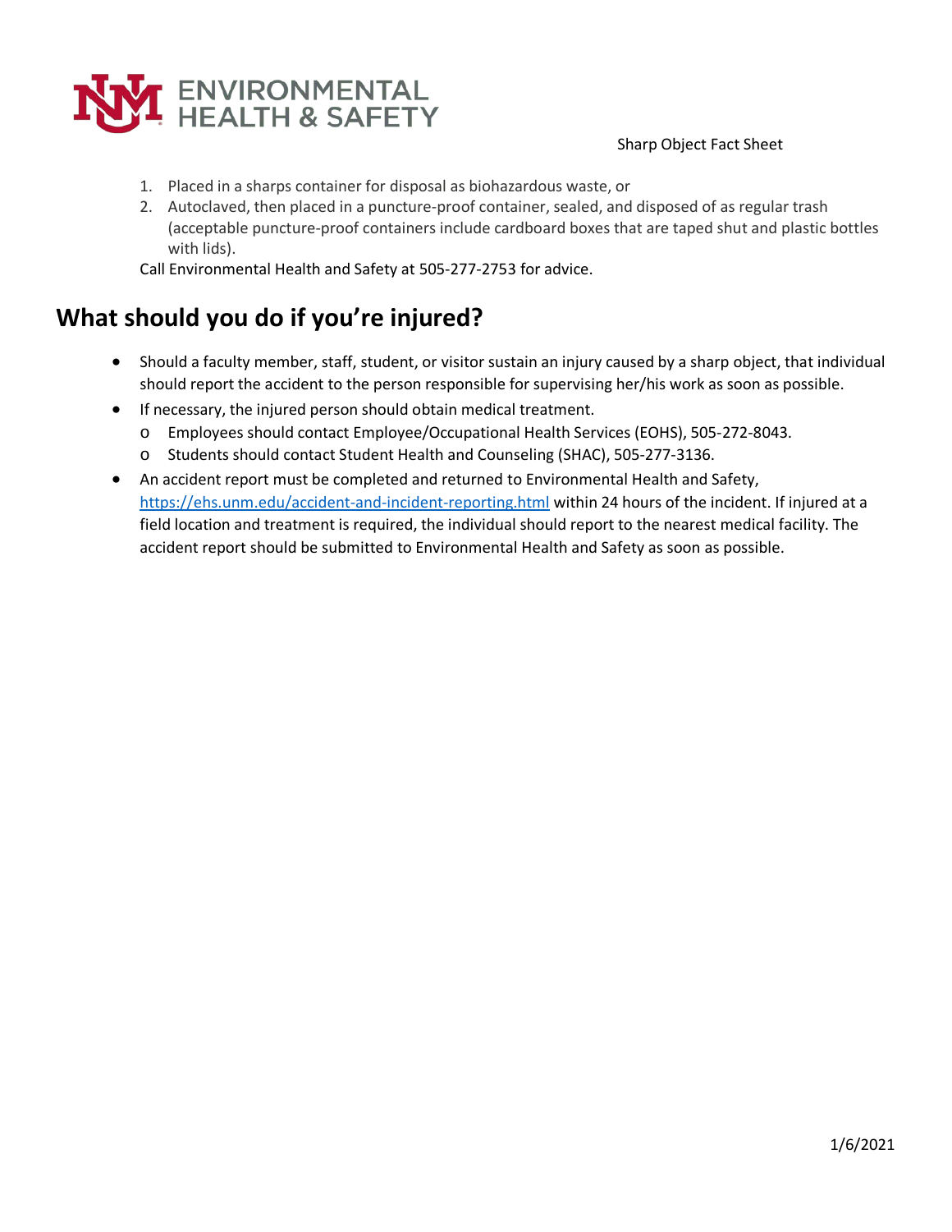1. Placed in a sharps container for disposal as biohazardous waste, or
2. Autoclaved, then placed in a puncture-proof container, sealed, and disposed of as regular trash (acceptable puncture-proof containers include cardboard boxes that are taped shut and plastic bottles with lids).

Call Environmental Health and Safety at 505-277-2753 for advice.

## What should you do if you're injured?

- Should a faculty member, staff, student, or visitor sustain an injury caused by a sharp object, that individual should report the accident to the person responsible for supervising her/his work as soon as possible.
- If necessary, the injured person should obtain medical treatment.
  - Employees should contact Employee/Occupational Health Services (EOHS), 505-272-8043.
  - Students should contact Student Health and Counseling (SHAC), 505-277-3136.
- An accident report must be completed and returned to Environmental Health and Safety, https://ehs.unm.edu/accident-and-incident-reporting.html within 24 hours of the incident. If injured at a field location and treatment is required, the individual should report to the nearest medical facility. The accident report should be submitted to Environmental Health and Safety as soon as possible.